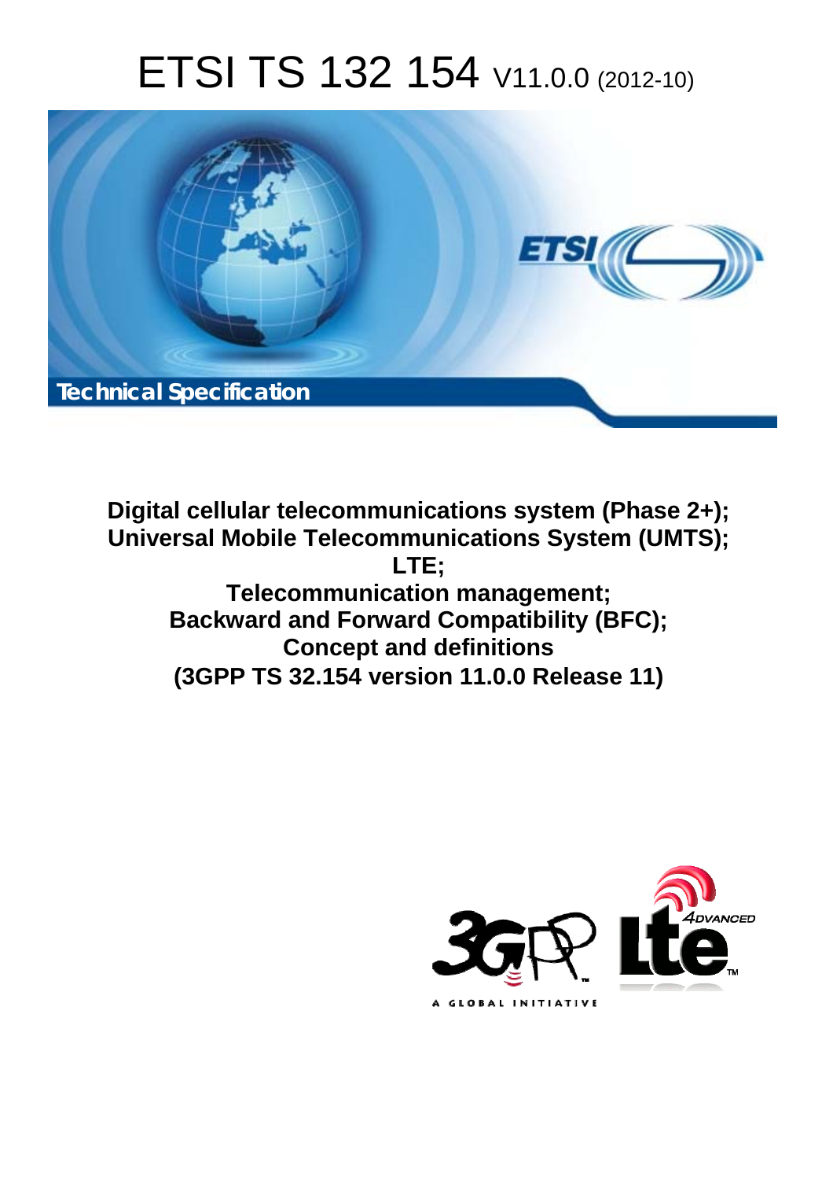# ETSI TS 132 154 V11.0.0 (2012-10)

Technical Specification

**Digital cellular telecommunications system (Phase 2+); Universal Mobile Telecommunications System (UMTS); LTE; Telecommunication management; Backward and Forward Compatibility (BFC); Concept and definitions (3GPP TS 32.154 version 11.0.0 Release 11)**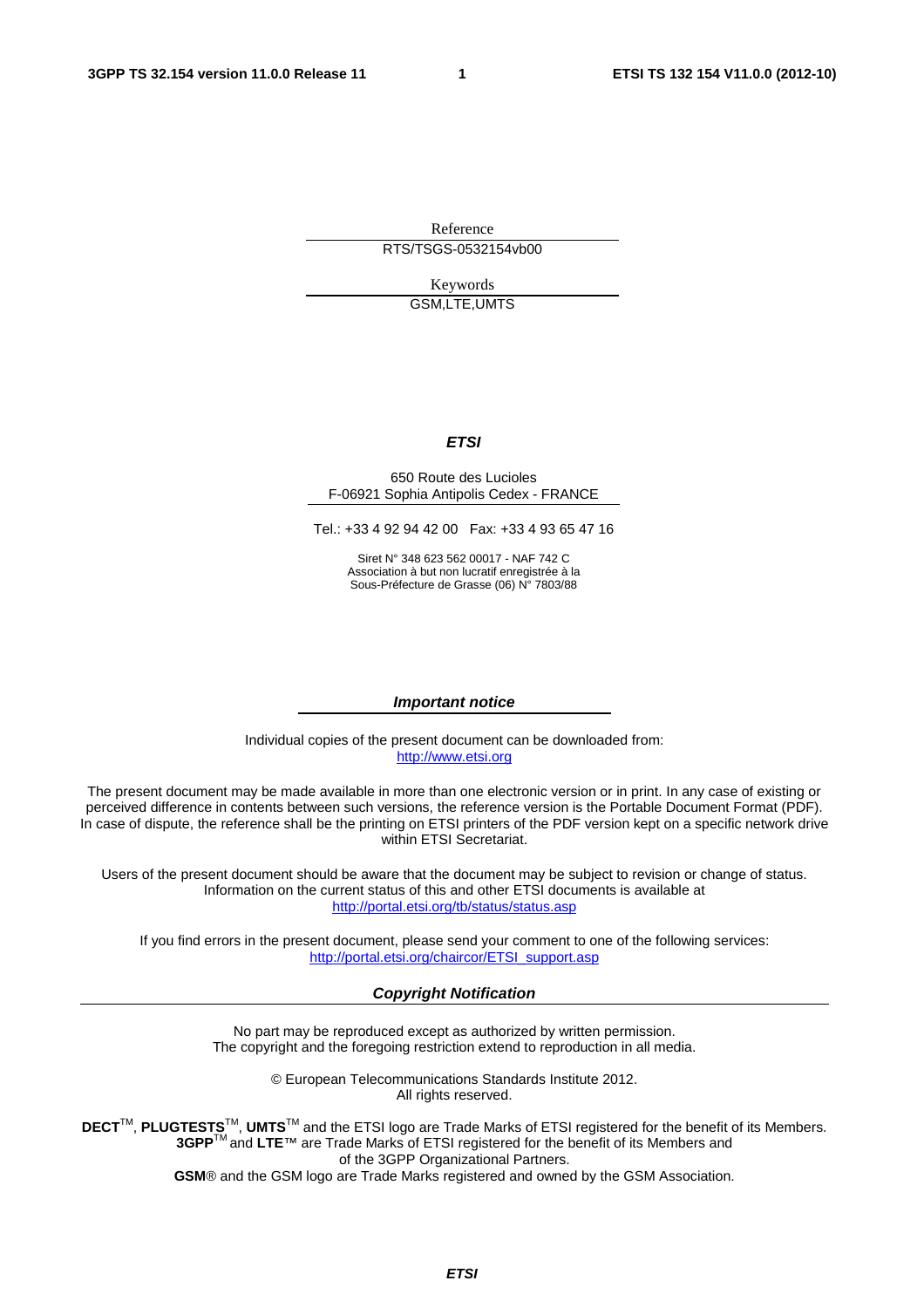Reference

RTS/TSGS-0532154vb00

Keywords

GSM,LTE,UMTS

***ETSI***

650 Route des Lucioles
F-06921 Sophia Antipolis Cedex - FRANCE

Tel.: +33 4 92 94 42 00 Fax: +33 4 93 65 47 16

Siret N° 348 623 562 00017 - NAF 742 C
Association à but non lucratif enregistrée à la
Sous-Préfecture de Grasse (06) N° 7803/88

***Important notice***

Individual copies of the present document can be downloaded from:
http://www.etsi.org

The present document may be made available in more than one electronic version or in print. In any case of existing or perceived difference in contents between such versions, the reference version is the Portable Document Format (PDF). In case of dispute, the reference shall be the printing on ETSI printers of the PDF version kept on a specific network drive within ETSI Secretariat.

Users of the present document should be aware that the document may be subject to revision or change of status. Information on the current status of this and other ETSI documents is available at
http://portal.etsi.org/tb/status/status.asp

If you find errors in the present document, please send your comment to one of the following services:
http://portal.etsi.org/chaircor/ETSI_support.asp

***Copyright Notification***

No part may be reproduced except as authorized by written permission.
The copyright and the foregoing restriction extend to reproduction in all media.

© European Telecommunications Standards Institute 2012.
All rights reserved.

**DECT**™, **PLUGTESTS**™, **UMTS**™ and the ETSI logo are Trade Marks of ETSI registered for the benefit of its Members.
**3GPP**™ and **LTE**™ are Trade Marks of ETSI registered for the benefit of its Members and
of the 3GPP Organizational Partners.
**GSM**® and the GSM logo are Trade Marks registered and owned by the GSM Association.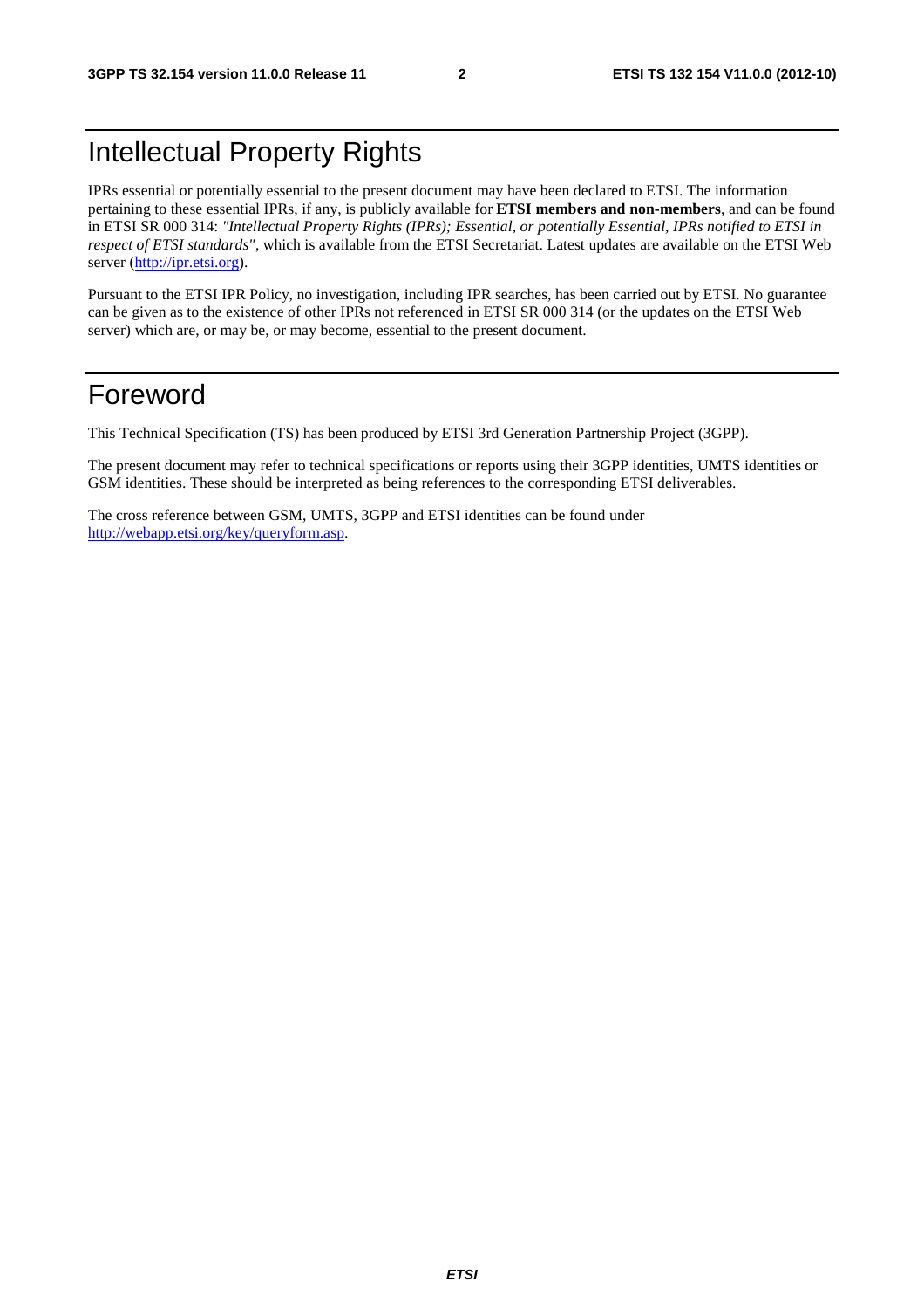# Intellectual Property Rights

IPRs essential or potentially essential to the present document may have been declared to ETSI. The information pertaining to these essential IPRs, if any, is publicly available for **ETSI members and non-members**, and can be found in ETSI SR 000 314: *"Intellectual Property Rights (IPRs); Essential, or potentially Essential, IPRs notified to ETSI in respect of ETSI standards"*, which is available from the ETSI Secretariat. Latest updates are available on the ETSI Web server (http://ipr.etsi.org).

Pursuant to the ETSI IPR Policy, no investigation, including IPR searches, has been carried out by ETSI. No guarantee can be given as to the existence of other IPRs not referenced in ETSI SR 000 314 (or the updates on the ETSI Web server) which are, or may be, or may become, essential to the present document.

# Foreword

This Technical Specification (TS) has been produced by ETSI 3rd Generation Partnership Project (3GPP).

The present document may refer to technical specifications or reports using their 3GPP identities, UMTS identities or GSM identities. These should be interpreted as being references to the corresponding ETSI deliverables.

The cross reference between GSM, UMTS, 3GPP and ETSI identities can be found under http://webapp.etsi.org/key/queryform.asp.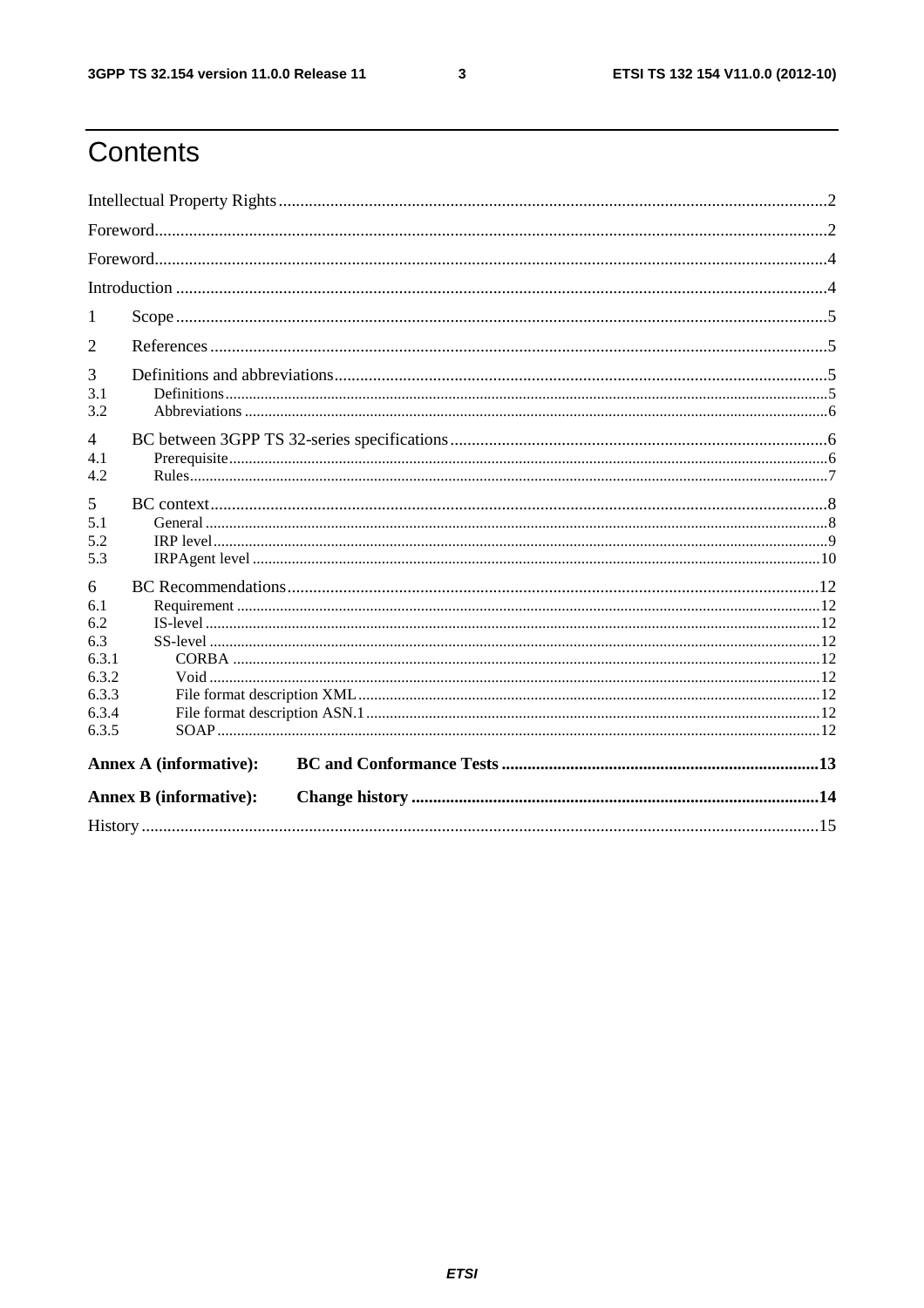# Contents

Intellectual Property Rights ..............................................................................................................................2

Foreword...........................................................................................................................................................2

Foreword...........................................................................................................................................................4

Introduction ......................................................................................................................................................4

1 Scope......................................................................................................................................................5

2 References ..............................................................................................................................................5

3 Definitions and abbreviations..................................................................................................................5

3.1 Definitions.........................................................................................................................................................5

3.2 Abbreviations ...................................................................................................................................................6

4 BC between 3GPP TS 32-series specifications.......................................................................................6

4.1 Prerequisite.......................................................................................................................................................6

4.2 Rules.................................................................................................................................................................7

5 BC context...............................................................................................................................................8

5.1 General .............................................................................................................................................................8

5.2 IRP level...........................................................................................................................................................9

5.3 IRPAgent level ...............................................................................................................................................10

6 BC Recommendations...........................................................................................................................12

6.1 Requirement ...................................................................................................................................................12

6.2 IS-level ...........................................................................................................................................................12

6.3 SS-level ..........................................................................................................................................................12

6.3.1 CORBA ....................................................................................................................................................12

6.3.2 Void .........................................................................................................................................................12

6.3.3 File format description XML...................................................................................................................12

6.3.4 File format description ASN.1 ................................................................................................................12

6.3.5 SOAP .......................................................................................................................................................12

**Annex A (informative): BC and Conformance Tests .........................................................................13**

**Annex B (informative): Change history .............................................................................................14**

History .............................................................................................................................................................15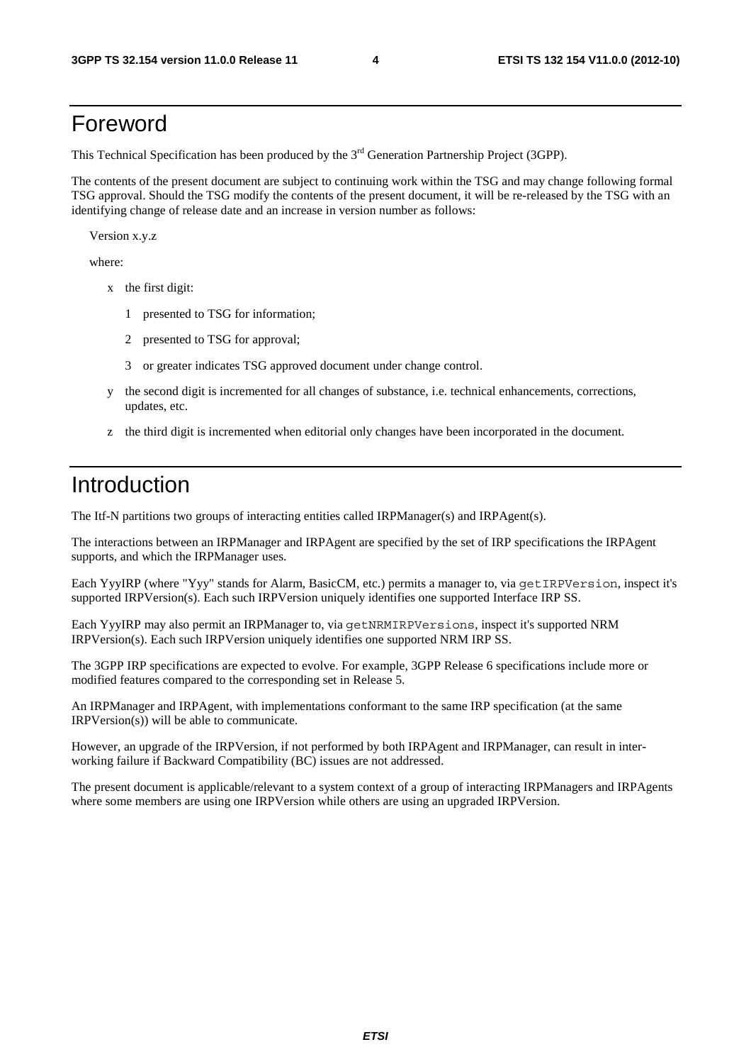# Foreword

This Technical Specification has been produced by the 3rd Generation Partnership Project (3GPP).

The contents of the present document are subject to continuing work within the TSG and may change following formal TSG approval. Should the TSG modify the contents of the present document, it will be re-released by the TSG with an identifying change of release date and an increase in version number as follows:

Version x.y.z

where:

- x the first digit:
  - 1 presented to TSG for information;
  - 2 presented to TSG for approval;
  - 3 or greater indicates TSG approved document under change control.
- y the second digit is incremented for all changes of substance, i.e. technical enhancements, corrections, updates, etc.
- z the third digit is incremented when editorial only changes have been incorporated in the document.

# Introduction

The Itf-N partitions two groups of interacting entities called IRPManager(s) and IRPAgent(s).

The interactions between an IRPManager and IRPAgent are specified by the set of IRP specifications the IRPAgent supports, and which the IRPManager uses.

Each YyyIRP (where "Yyy" stands for Alarm, BasicCM, etc.) permits a manager to, via `getIRPVersion`, inspect it's supported IRPVersion(s). Each such IRPVersion uniquely identifies one supported Interface IRP SS.

Each YyyIRP may also permit an IRPManager to, via `getNRMIRPVersions`, inspect it's supported NRM IRPVersion(s). Each such IRPVersion uniquely identifies one supported NRM IRP SS.

The 3GPP IRP specifications are expected to evolve. For example, 3GPP Release 6 specifications include more or modified features compared to the corresponding set in Release 5.

An IRPManager and IRPAgent, with implementations conformant to the same IRP specification (at the same IRPVersion(s)) will be able to communicate.

However, an upgrade of the IRPVersion, if not performed by both IRPAgent and IRPManager, can result in inter-working failure if Backward Compatibility (BC) issues are not addressed.

The present document is applicable/relevant to a system context of a group of interacting IRPManagers and IRPAgents where some members are using one IRPVersion while others are using an upgraded IRPVersion.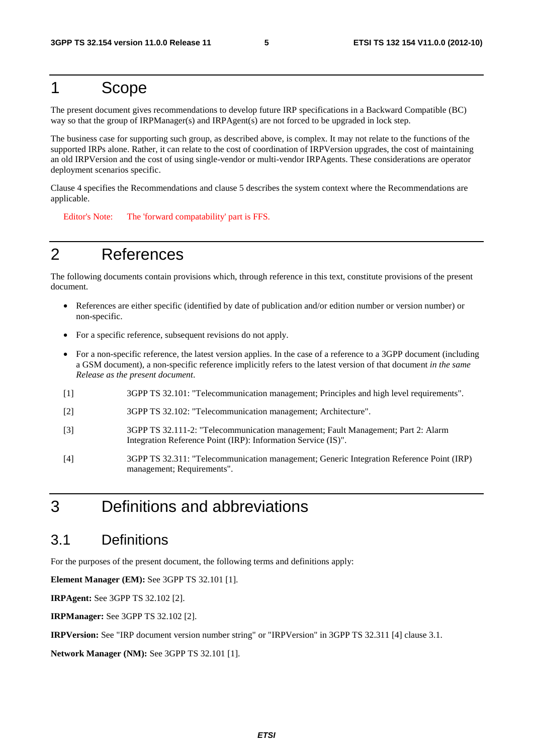# 1 Scope

The present document gives recommendations to develop future IRP specifications in a Backward Compatible (BC) way so that the group of IRPManager(s) and IRPAgent(s) are not forced to be upgraded in lock step.

The business case for supporting such group, as described above, is complex. It may not relate to the functions of the supported IRPs alone. Rather, it can relate to the cost of coordination of IRPVersion upgrades, the cost of maintaining an old IRPVersion and the cost of using single-vendor or multi-vendor IRPAgents. These considerations are operator deployment scenarios specific.

Clause 4 specifies the Recommendations and clause 5 describes the system context where the Recommendations are applicable.

Editor's Note: The 'forward compatability' part is FFS.

# 2 References

The following documents contain provisions which, through reference in this text, constitute provisions of the present document.

- References are either specific (identified by date of publication and/or edition number or version number) or non-specific.
- For a specific reference, subsequent revisions do not apply.
- For a non-specific reference, the latest version applies. In the case of a reference to a 3GPP document (including a GSM document), a non-specific reference implicitly refers to the latest version of that document *in the same Release as the present document*.

[1] 3GPP TS 32.101: "Telecommunication management; Principles and high level requirements".

[2] 3GPP TS 32.102: "Telecommunication management; Architecture".

[3] 3GPP TS 32.111-2: "Telecommunication management; Fault Management; Part 2: Alarm Integration Reference Point (IRP): Information Service (IS)".

[4] 3GPP TS 32.311: "Telecommunication management; Generic Integration Reference Point (IRP) management; Requirements".

# 3 Definitions and abbreviations

## 3.1 Definitions

For the purposes of the present document, the following terms and definitions apply:

**Element Manager (EM):** See 3GPP TS 32.101 [1].

**IRPAgent:** See 3GPP TS 32.102 [2].

**IRPManager:** See 3GPP TS 32.102 [2].

**IRPVersion:** See "IRP document version number string" or "IRPVersion" in 3GPP TS 32.311 [4] clause 3.1.

**Network Manager (NM):** See 3GPP TS 32.101 [1].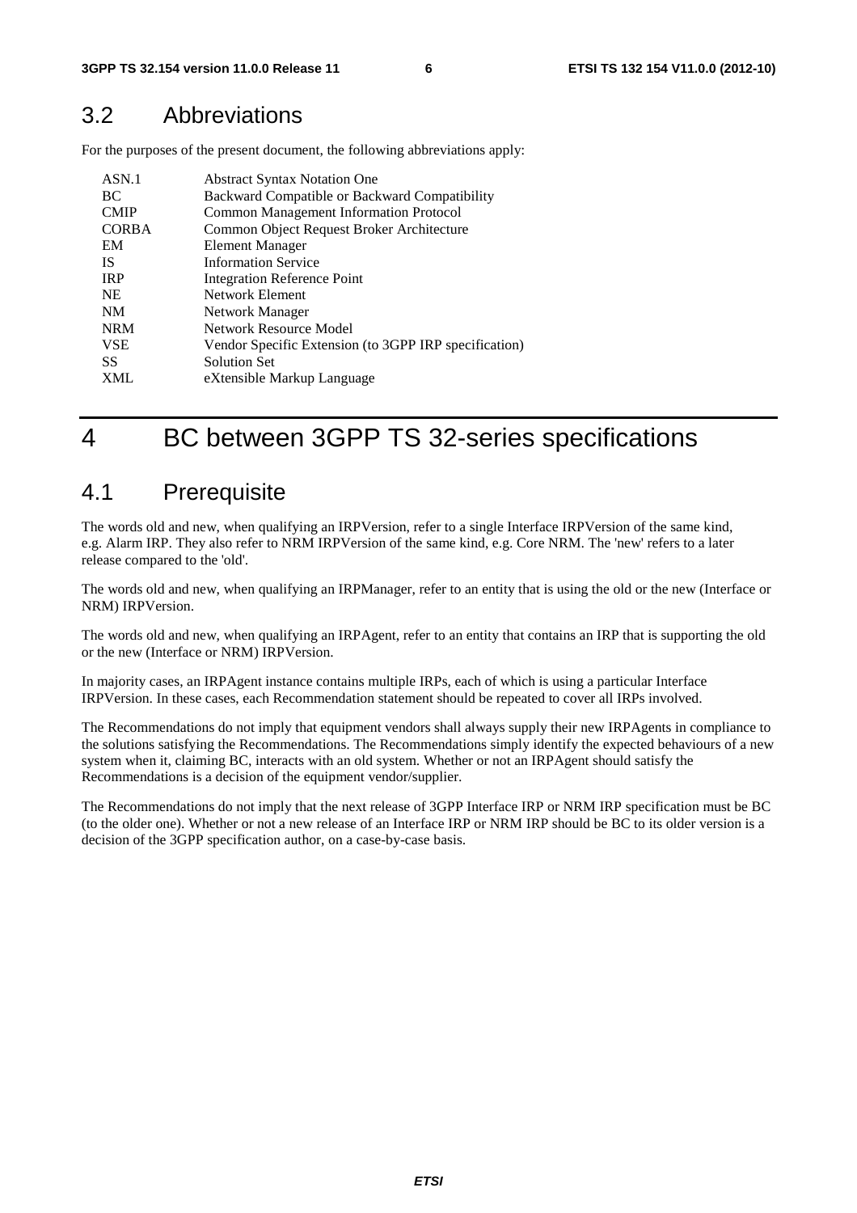## 3.2 Abbreviations

For the purposes of the present document, the following abbreviations apply:

| | |
|---|---|
| ASN.1 | Abstract Syntax Notation One |
| BC | Backward Compatible or Backward Compatibility |
| CMIP | Common Management Information Protocol |
| CORBA | Common Object Request Broker Architecture |
| EM | Element Manager |
| IS | Information Service |
| IRP | Integration Reference Point |
| NE | Network Element |
| NM | Network Manager |
| NRM | Network Resource Model |
| VSE | Vendor Specific Extension (to 3GPP IRP specification) |
| SS | Solution Set |
| XML | eXtensible Markup Language |

# 4 BC between 3GPP TS 32-series specifications

## 4.1 Prerequisite

The words old and new, when qualifying an IRPVersion, refer to a single Interface IRPVersion of the same kind, e.g. Alarm IRP. They also refer to NRM IRPVersion of the same kind, e.g. Core NRM. The 'new' refers to a later release compared to the 'old'.

The words old and new, when qualifying an IRPManager, refer to an entity that is using the old or the new (Interface or NRM) IRPVersion.

The words old and new, when qualifying an IRPAgent, refer to an entity that contains an IRP that is supporting the old or the new (Interface or NRM) IRPVersion.

In majority cases, an IRPAgent instance contains multiple IRPs, each of which is using a particular Interface IRPVersion. In these cases, each Recommendation statement should be repeated to cover all IRPs involved.

The Recommendations do not imply that equipment vendors shall always supply their new IRPAgents in compliance to the solutions satisfying the Recommendations. The Recommendations simply identify the expected behaviours of a new system when it, claiming BC, interacts with an old system. Whether or not an IRPAgent should satisfy the Recommendations is a decision of the equipment vendor/supplier.

The Recommendations do not imply that the next release of 3GPP Interface IRP or NRM IRP specification must be BC (to the older one). Whether or not a new release of an Interface IRP or NRM IRP should be BC to its older version is a decision of the 3GPP specification author, on a case-by-case basis.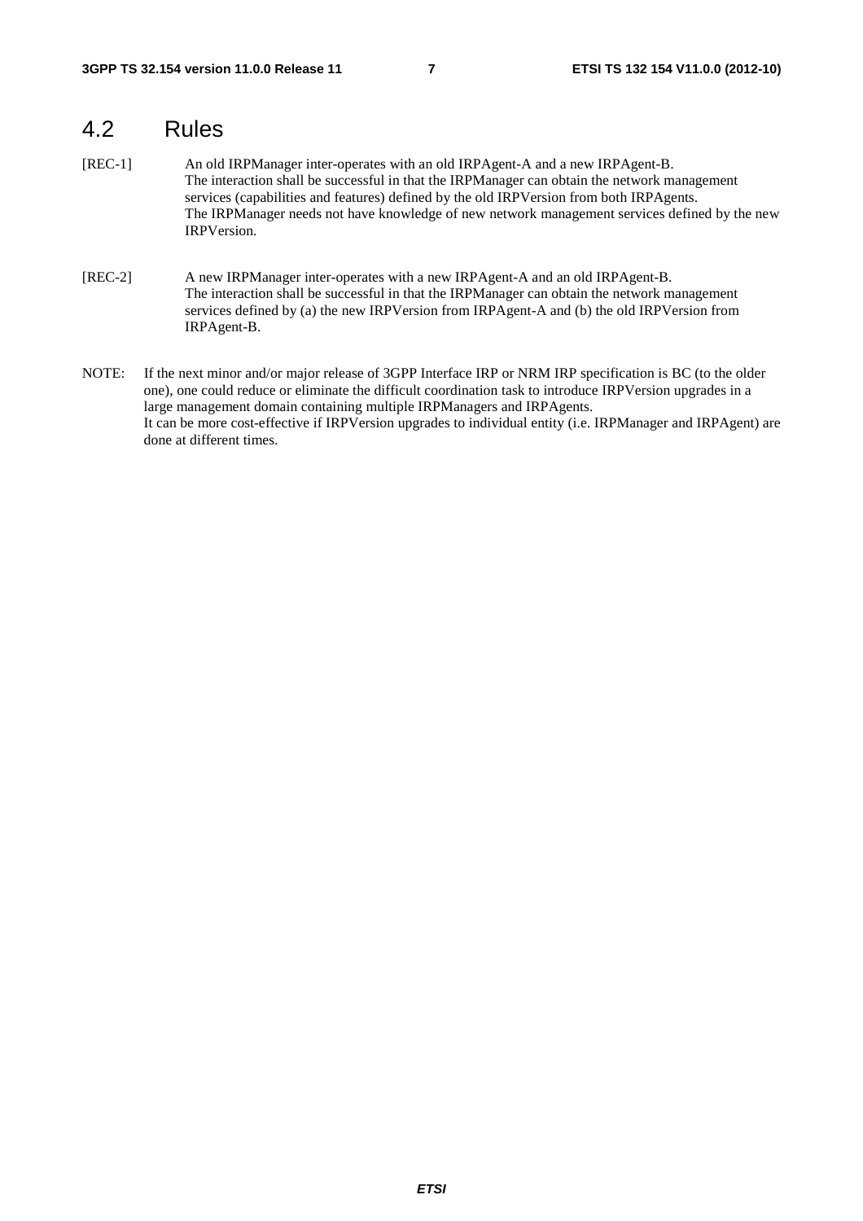## 4.2 Rules

[REC-1] An old IRPManager inter-operates with an old IRPAgent-A and a new IRPAgent-B. The interaction shall be successful in that the IRPManager can obtain the network management services (capabilities and features) defined by the old IRPVersion from both IRPAgents. The IRPManager needs not have knowledge of new network management services defined by the new IRPVersion.

[REC-2] A new IRPManager inter-operates with a new IRPAgent-A and an old IRPAgent-B. The interaction shall be successful in that the IRPManager can obtain the network management services defined by (a) the new IRPVersion from IRPAgent-A and (b) the old IRPVersion from IRPAgent-B.

NOTE: If the next minor and/or major release of 3GPP Interface IRP or NRM IRP specification is BC (to the older one), one could reduce or eliminate the difficult coordination task to introduce IRPVersion upgrades in a large management domain containing multiple IRPManagers and IRPAgents.
It can be more cost-effective if IRPVersion upgrades to individual entity (i.e. IRPManager and IRPAgent) are done at different times.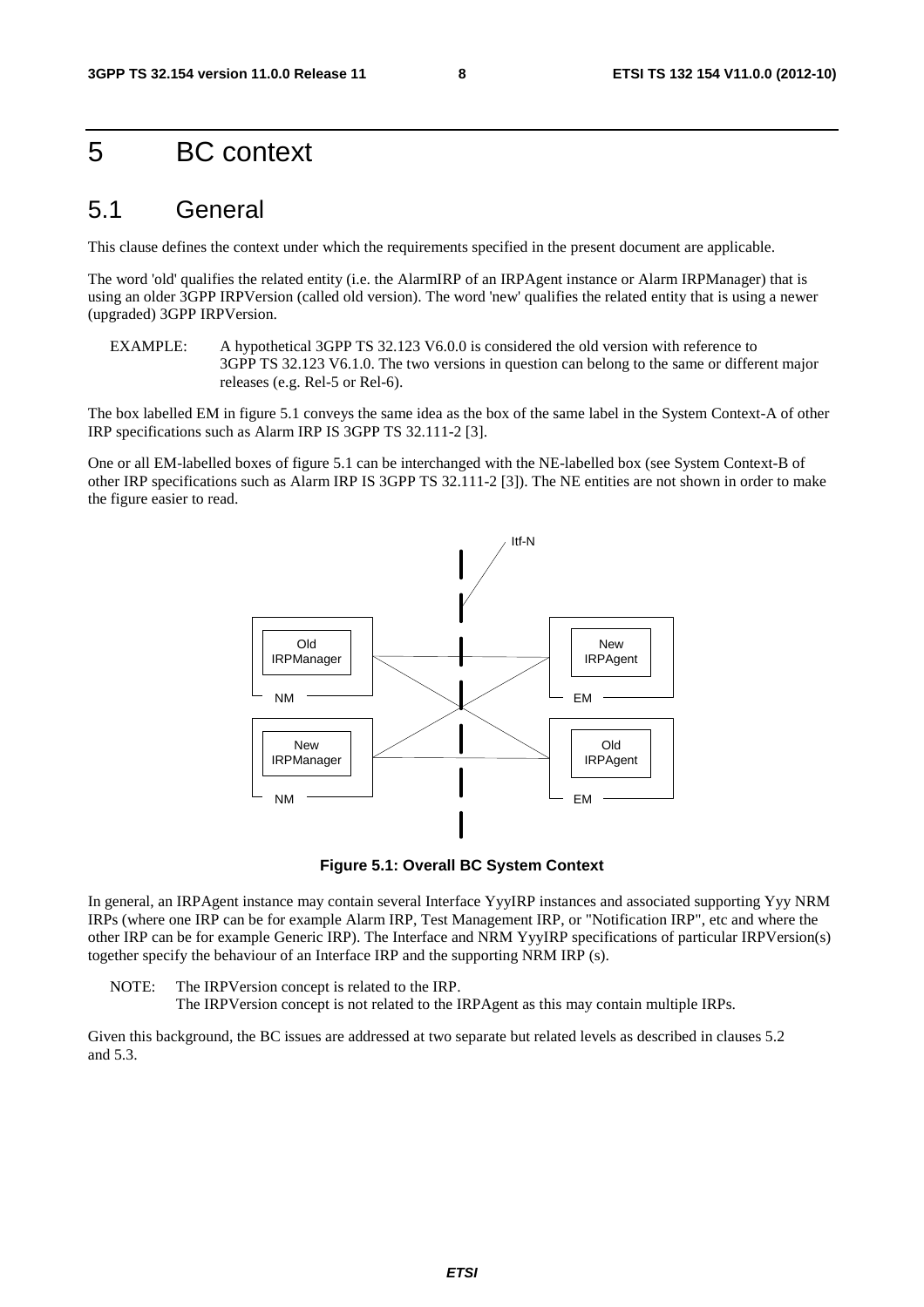# 5 BC context

## 5.1 General

This clause defines the context under which the requirements specified in the present document are applicable.

The word 'old' qualifies the related entity (i.e. the AlarmIRP of an IRPAgent instance or Alarm IRPManager) that is using an older 3GPP IRPVersion (called old version). The word 'new' qualifies the related entity that is using a newer (upgraded) 3GPP IRPVersion.

EXAMPLE: A hypothetical 3GPP TS 32.123 V6.0.0 is considered the old version with reference to 3GPP TS 32.123 V6.1.0. The two versions in question can belong to the same or different major releases (e.g. Rel-5 or Rel-6).

The box labelled EM in figure 5.1 conveys the same idea as the box of the same label in the System Context-A of other IRP specifications such as Alarm IRP IS 3GPP TS 32.111-2 [3].

One or all EM-labelled boxes of figure 5.1 can be interchanged with the NE-labelled box (see System Context-B of other IRP specifications such as Alarm IRP IS 3GPP TS 32.111-2 [3]). The NE entities are not shown in order to make the figure easier to read.

**Figure 5.1: Overall BC System Context**

In general, an IRPAgent instance may contain several Interface YyyIRP instances and associated supporting Yyy NRM IRPs (where one IRP can be for example Alarm IRP, Test Management IRP, or "Notification IRP", etc and where the other IRP can be for example Generic IRP). The Interface and NRM YyyIRP specifications of particular IRPVersion(s) together specify the behaviour of an Interface IRP and the supporting NRM IRP (s).

NOTE: The IRPVersion concept is related to the IRP.
The IRPVersion concept is not related to the IRPAgent as this may contain multiple IRPs.

Given this background, the BC issues are addressed at two separate but related levels as described in clauses 5.2 and 5.3.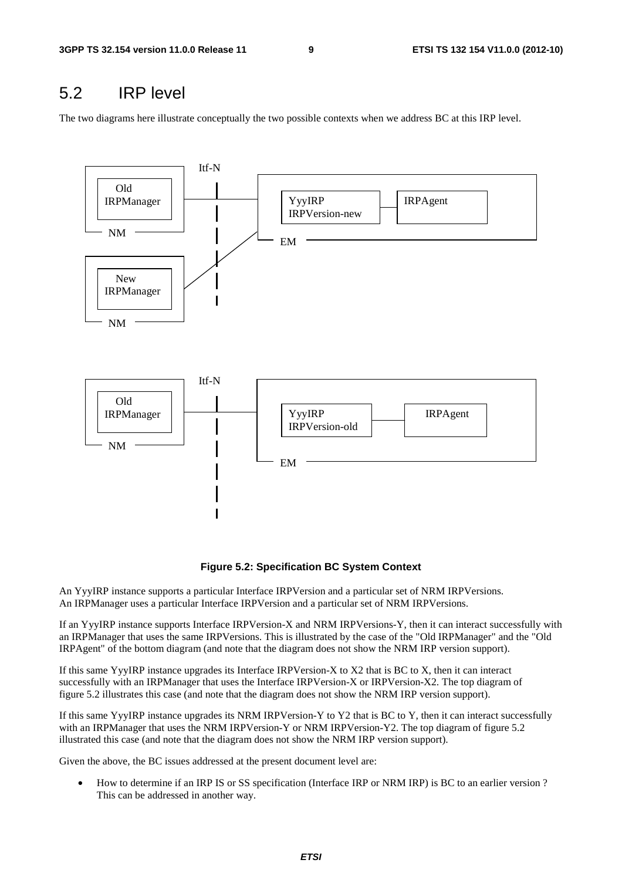## 5.2 IRP level

The two diagrams here illustrate conceptually the two possible contexts when we address BC at this IRP level.

**Figure 5.2: Specification BC System Context**

An YyyIRP instance supports a particular Interface IRPVersion and a particular set of NRM IRPVersions.
An IRPManager uses a particular Interface IRPVersion and a particular set of NRM IRPVersions.

If an YyyIRP instance supports Interface IRPVersion-X and NRM IRPVersions-Y, then it can interact successfully with an IRPManager that uses the same IRPVersions. This is illustrated by the case of the "Old IRPManager" and the "Old IRPAgent" of the bottom diagram (and note that the diagram does not show the NRM IRP version support).

If this same YyyIRP instance upgrades its Interface IRPVersion-X to X2 that is BC to X, then it can interact successfully with an IRPManager that uses the Interface IRPVersion-X or IRPVersion-X2. The top diagram of figure 5.2 illustrates this case (and note that the diagram does not show the NRM IRP version support).

If this same YyyIRP instance upgrades its NRM IRPVersion-Y to Y2 that is BC to Y, then it can interact successfully with an IRPManager that uses the NRM IRPVersion-Y or NRM IRPVersion-Y2. The top diagram of figure 5.2 illustrated this case (and note that the diagram does not show the NRM IRP version support).

Given the above, the BC issues addressed at the present document level are:

- How to determine if an IRP IS or SS specification (Interface IRP or NRM IRP) is BC to an earlier version ? This can be addressed in another way.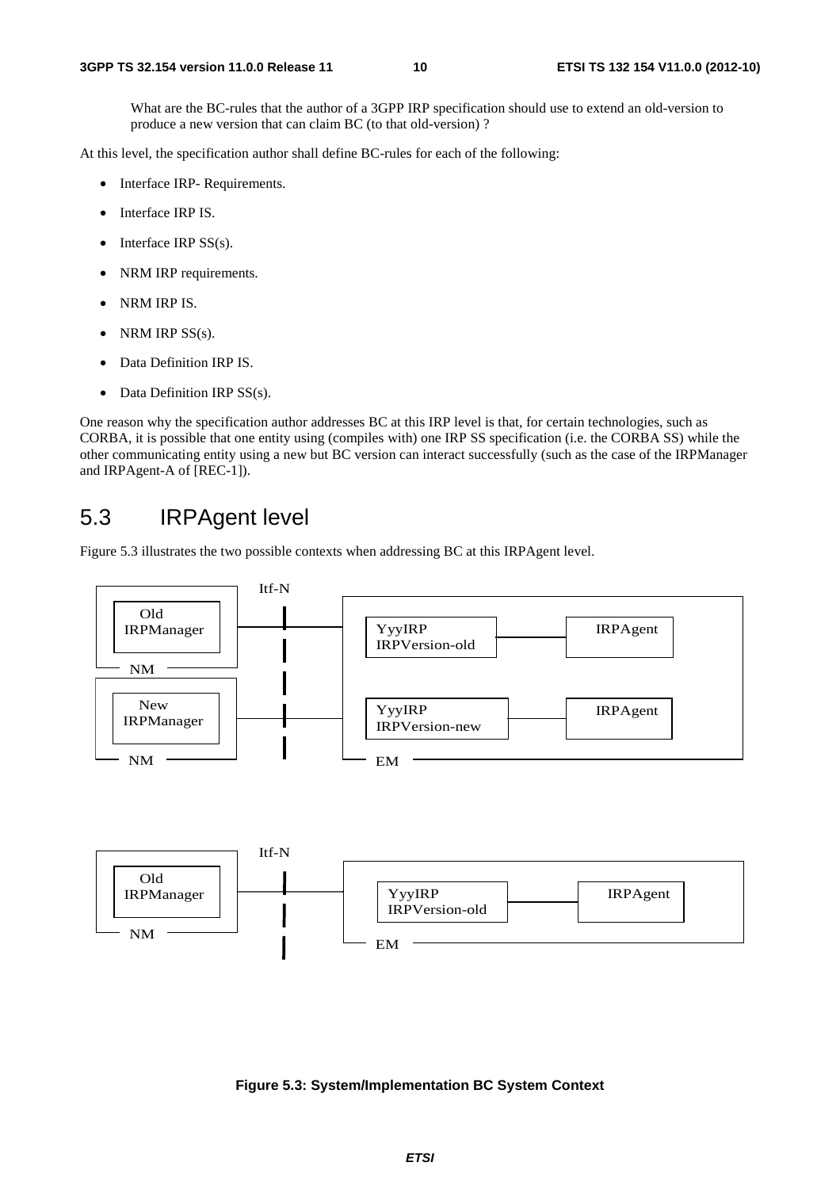What are the BC-rules that the author of a 3GPP IRP specification should use to extend an old-version to produce a new version that can claim BC (to that old-version) ?

At this level, the specification author shall define BC-rules for each of the following:

- Interface IRP- Requirements.
- Interface IRP IS.
- Interface IRP SS(s).
- NRM IRP requirements.
- NRM IRP IS.
- NRM IRP SS(s).
- Data Definition IRP IS.
- Data Definition IRP SS(s).

One reason why the specification author addresses BC at this IRP level is that, for certain technologies, such as CORBA, it is possible that one entity using (compiles with) one IRP SS specification (i.e. the CORBA SS) while the other communicating entity using a new but BC version can interact successfully (such as the case of the IRPManager and IRPAgent-A of [REC-1]).

## 5.3 IRPAgent level

Figure 5.3 illustrates the two possible contexts when addressing BC at this IRPAgent level.

**Figure 5.3: System/Implementation BC System Context**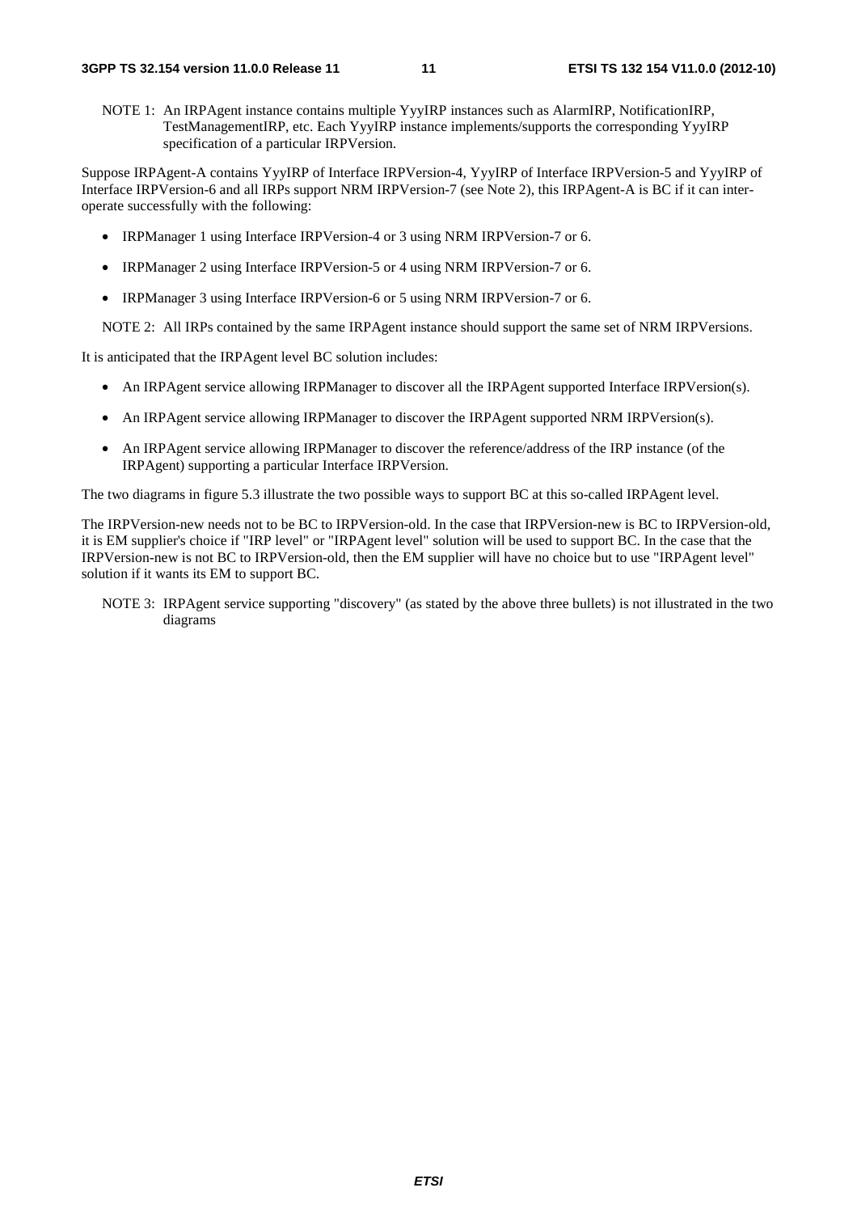NOTE 1: An IRPAgent instance contains multiple YyyIRP instances such as AlarmIRP, NotificationIRP, TestManagementIRP, etc. Each YyyIRP instance implements/supports the corresponding YyyIRP specification of a particular IRPVersion.

Suppose IRPAgent-A contains YyyIRP of Interface IRPVersion-4, YyyIRP of Interface IRPVersion-5 and YyyIRP of Interface IRPVersion-6 and all IRPs support NRM IRPVersion-7 (see Note 2), this IRPAgent-A is BC if it can inter-operate successfully with the following:

- IRPManager 1 using Interface IRPVersion-4 or 3 using NRM IRPVersion-7 or 6.
- IRPManager 2 using Interface IRPVersion-5 or 4 using NRM IRPVersion-7 or 6.
- IRPManager 3 using Interface IRPVersion-6 or 5 using NRM IRPVersion-7 or 6.

NOTE 2: All IRPs contained by the same IRPAgent instance should support the same set of NRM IRPVersions.

It is anticipated that the IRPAgent level BC solution includes:

- An IRPAgent service allowing IRPManager to discover all the IRPAgent supported Interface IRPVersion(s).
- An IRPAgent service allowing IRPManager to discover the IRPAgent supported NRM IRPVersion(s).
- An IRPAgent service allowing IRPManager to discover the reference/address of the IRP instance (of the IRPAgent) supporting a particular Interface IRPVersion.

The two diagrams in figure 5.3 illustrate the two possible ways to support BC at this so-called IRPAgent level.

The IRPVersion-new needs not to be BC to IRPVersion-old. In the case that IRPVersion-new is BC to IRPVersion-old, it is EM supplier's choice if "IRP level" or "IRPAgent level" solution will be used to support BC. In the case that the IRPVersion-new is not BC to IRPVersion-old, then the EM supplier will have no choice but to use "IRPAgent level" solution if it wants its EM to support BC.

NOTE 3: IRPAgent service supporting "discovery" (as stated by the above three bullets) is not illustrated in the two diagrams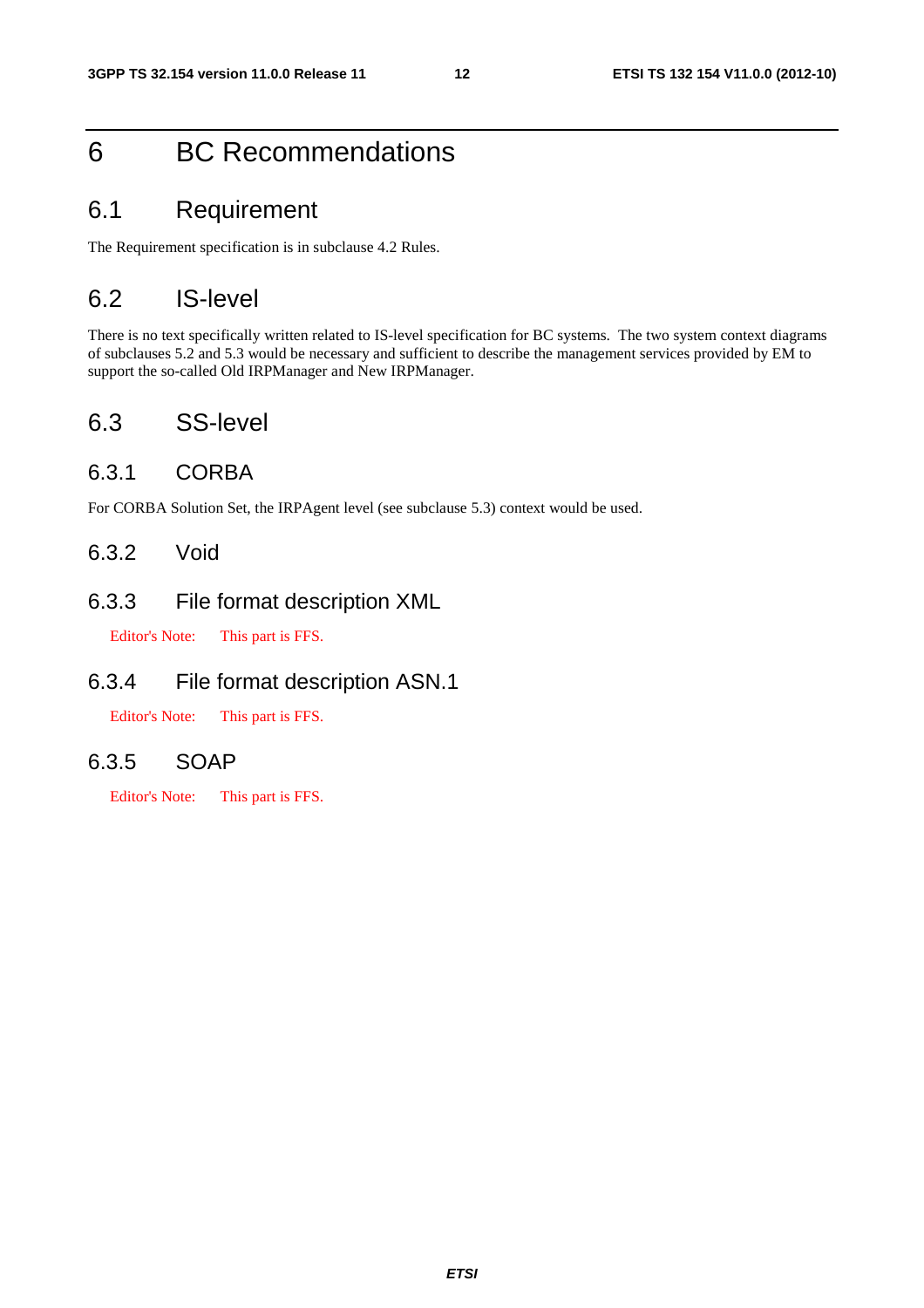# 6 BC Recommendations

## 6.1 Requirement

The Requirement specification is in subclause 4.2 Rules.

## 6.2 IS-level

There is no text specifically written related to IS-level specification for BC systems. The two system context diagrams of subclauses 5.2 and 5.3 would be necessary and sufficient to describe the management services provided by EM to support the so-called Old IRPManager and New IRPManager.

## 6.3 SS-level

### 6.3.1 CORBA

For CORBA Solution Set, the IRPAgent level (see subclause 5.3) context would be used.

### 6.3.2 Void

### 6.3.3 File format description XML

Editor's Note: This part is FFS.

### 6.3.4 File format description ASN.1

Editor's Note: This part is FFS.

### 6.3.5 SOAP

Editor's Note: This part is FFS.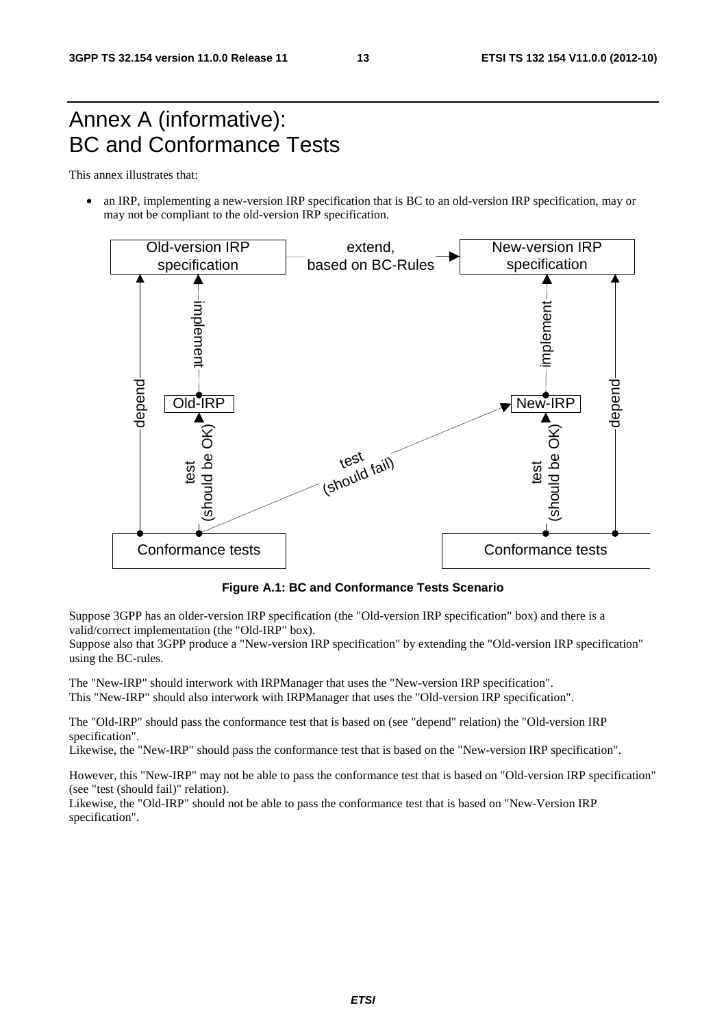# Annex A (informative): BC and Conformance Tests

This annex illustrates that:

- an IRP, implementing a new-version IRP specification that is BC to an old-version IRP specification, may or may not be compliant to the old-version IRP specification.

**Figure A.1: BC and Conformance Tests Scenario**

Suppose 3GPP has an older-version IRP specification (the "Old-version IRP specification" box) and there is a valid/correct implementation (the "Old-IRP" box).
Suppose also that 3GPP produce a "New-version IRP specification" by extending the "Old-version IRP specification" using the BC-rules.

The "New-IRP" should interwork with IRPManager that uses the "New-version IRP specification".
This "New-IRP" should also interwork with IRPManager that uses the "Old-version IRP specification".

The "Old-IRP" should pass the conformance test that is based on (see "depend" relation) the "Old-version IRP specification".
Likewise, the "New-IRP" should pass the conformance test that is based on the "New-version IRP specification".

However, this "New-IRP" may not be able to pass the conformance test that is based on "Old-version IRP specification" (see "test (should fail)" relation).
Likewise, the "Old-IRP" should not be able to pass the conformance test that is based on "New-Version IRP specification".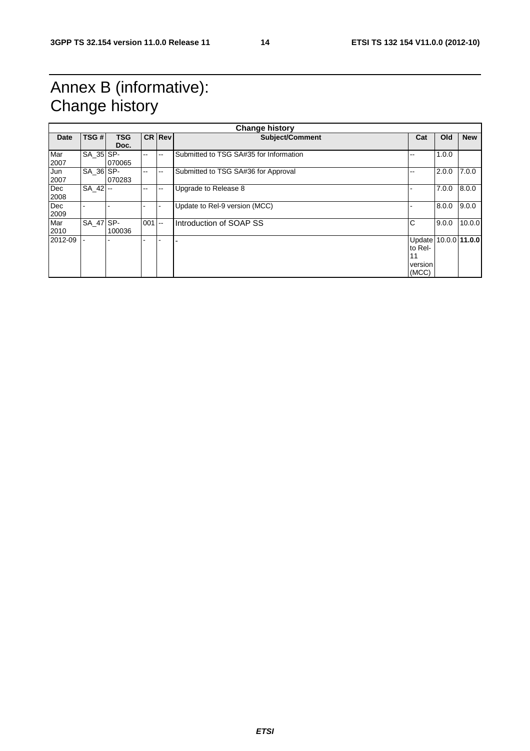# Annex B (informative): Change history

| Change history | | | | | | | | |
|---|---|---|---|---|---|---|---|---|
| **Date** | **TSG #** | **TSG Doc.** | **CR** | **Rev** | **Subject/Comment** | **Cat** | **Old** | **New** |
| Mar 2007 | SA_35 | SP-070065 | -- | -- | Submitted to TSG SA#35 for Information | -- | 1.0.0 | |
| Jun 2007 | SA_36 | SP-070283 | -- | -- | Submitted to TSG SA#36 for Approval | -- | 2.0.0 | 7.0.0 |
| Dec 2008 | SA_42 | -- | -- | -- | Upgrade to Release 8 | - | 7.0.0 | 8.0.0 |
| Dec 2009 | - | - | - | - | Update to Rel-9 version (MCC) | - | 8.0.0 | 9.0.0 |
| Mar 2010 | SA_47 | SP-100036 | 001 | -- | Introduction of SOAP SS | C | 9.0.0 | 10.0.0 |
| 2012-09 | - | - | - | - | - | Update to Rel-11 version (MCC) | 10.0.0 | **11.0.0** |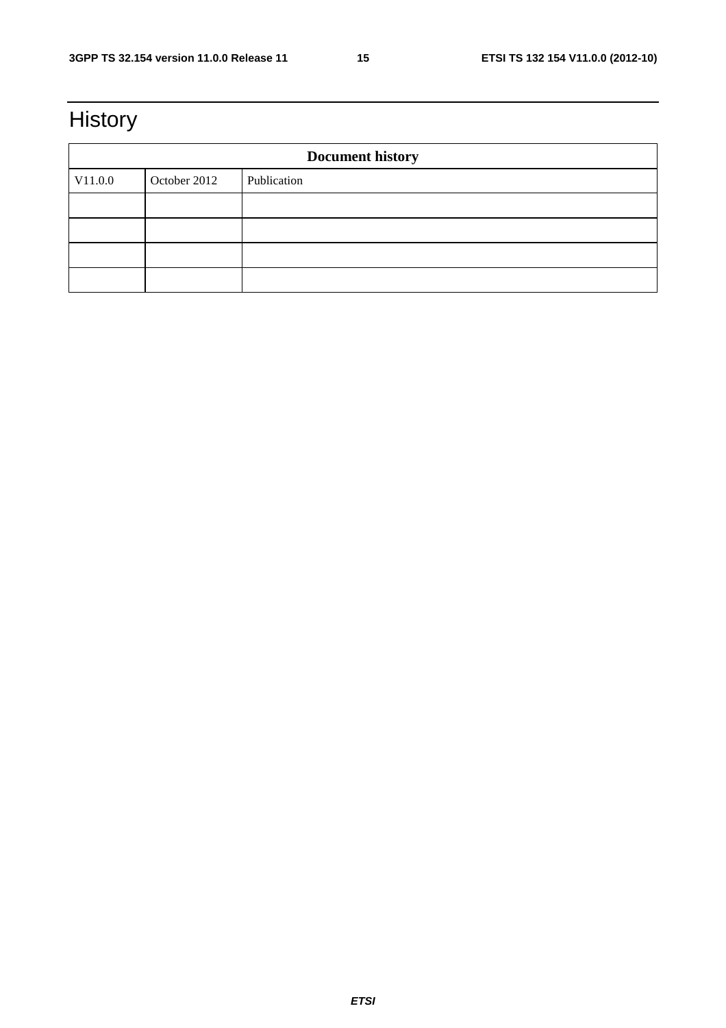# History

| Document history | | |
|---|---|---|
| V11.0.0 | October 2012 | Publication |
| | | |
| | | |
| | | |
| | | |